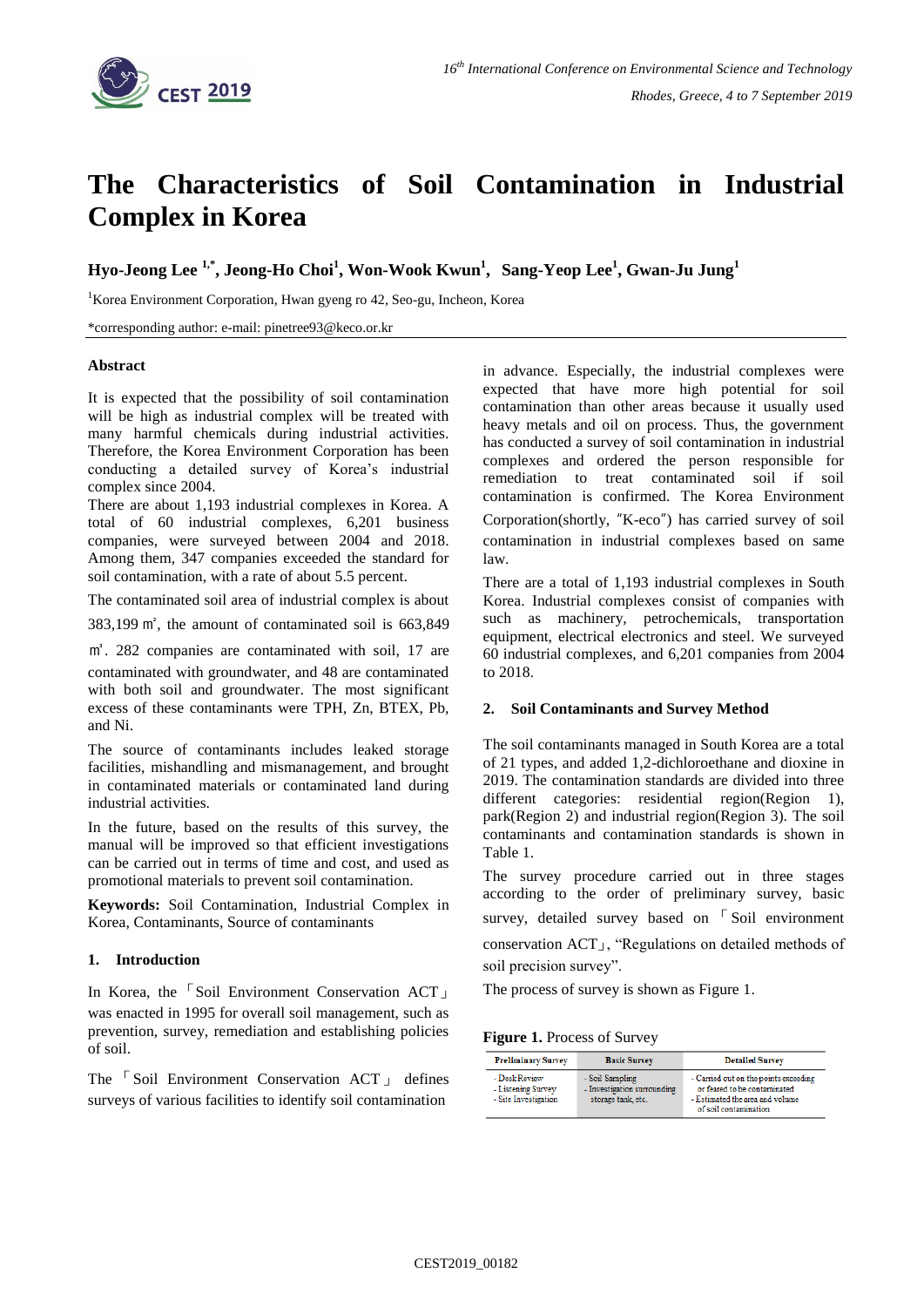# The Characteristics of Soil Contamination in Industrial Complex in Korea

**Hyo-Jeong Lee [1,*], Jeong-Ho Choi[1], Won-Wook Kwun[1], Sang-Yeop Lee[1], Gwan-Ju Jung[1]**

[1]Korea Environment Corporation, Hwan gyeng ro 42, Seo-gu, Incheon, Korea

*corresponding author: e-mail: pinetree93@keco.or.kr

## Abstract

It is expected that the possibility of soil contamination will be high as industrial complex will be treated with many harmful chemicals during industrial activities. Therefore, the Korea Environment Corporation has been conducting a detailed survey of Korea's industrial complex since 2004.

There are about 1,193 industrial complexes in Korea. A total of 60 industrial complexes, 6,201 business companies, were surveyed between 2004 and 2018. Among them, 347 companies exceeded the standard for soil contamination, with a rate of about 5.5 percent.

The contaminated soil area of industrial complex is about 383,199 ㎡, the amount of contaminated soil is 663,849 ㎥. 282 companies are contaminated with soil, 17 are contaminated with groundwater, and 48 are contaminated with both soil and groundwater. The most significant excess of these contaminants were TPH, Zn, BTEX, Pb, and Ni.

The source of contaminants includes leaked storage facilities, mishandling and mismanagement, and brought in contaminated materials or contaminated land during industrial activities.

In the future, based on the results of this survey, the manual will be improved so that efficient investigations can be carried out in terms of time and cost, and used as promotional materials to prevent soil contamination.

**Keywords:** Soil Contamination, Industrial Complex in Korea, Contaminants, Source of contaminants

## 1. Introduction

In Korea, the 「Soil Environment Conservation ACT」 was enacted in 1995 for overall soil management, such as prevention, survey, remediation and establishing policies of soil.

The 「Soil Environment Conservation ACT」 defines surveys of various facilities to identify soil contamination in advance. Especially, the industrial complexes were expected that have more high potential for soil contamination than other areas because it usually used heavy metals and oil on process. Thus, the government has conducted a survey of soil contamination in industrial complexes and ordered the person responsible for remediation to treat contaminated soil if soil contamination is confirmed. The Korea Environment Corporation(shortly, "K-eco") has carried survey of soil contamination in industrial complexes based on same law.

There are a total of 1,193 industrial complexes in South Korea. Industrial complexes consist of companies with such as machinery, petrochemicals, transportation equipment, electrical electronics and steel. We surveyed 60 industrial complexes, and 6,201 companies from 2004 to 2018.

## 2. Soil Contaminants and Survey Method

The soil contaminants managed in South Korea are a total of 21 types, and added 1,2-dichloroethane and dioxine in 2019. The contamination standards are divided into three different categories: residential region(Region 1), park(Region 2) and industrial region(Region 3). The soil contaminants and contamination standards is shown in Table 1.

The survey procedure carried out in three stages according to the order of preliminary survey, basic survey, detailed survey based on 「Soil environment conservation ACT」, "Regulations on detailed methods of soil precision survey".

The process of survey is shown as Figure 1.

**Figure 1.** Process of Survey

| Preliminary Survey | Basic Survey | Detailed Survey |
|---|---|---|
| - Desk Review<br>- Listening Survey<br>- Site Investigation | - Soil Sampling<br>- Investigation surrounding storage tank, etc. | - Carried out on the points exceeding or feared to be contaminated<br>- Estimated the area and volume of soil contamination |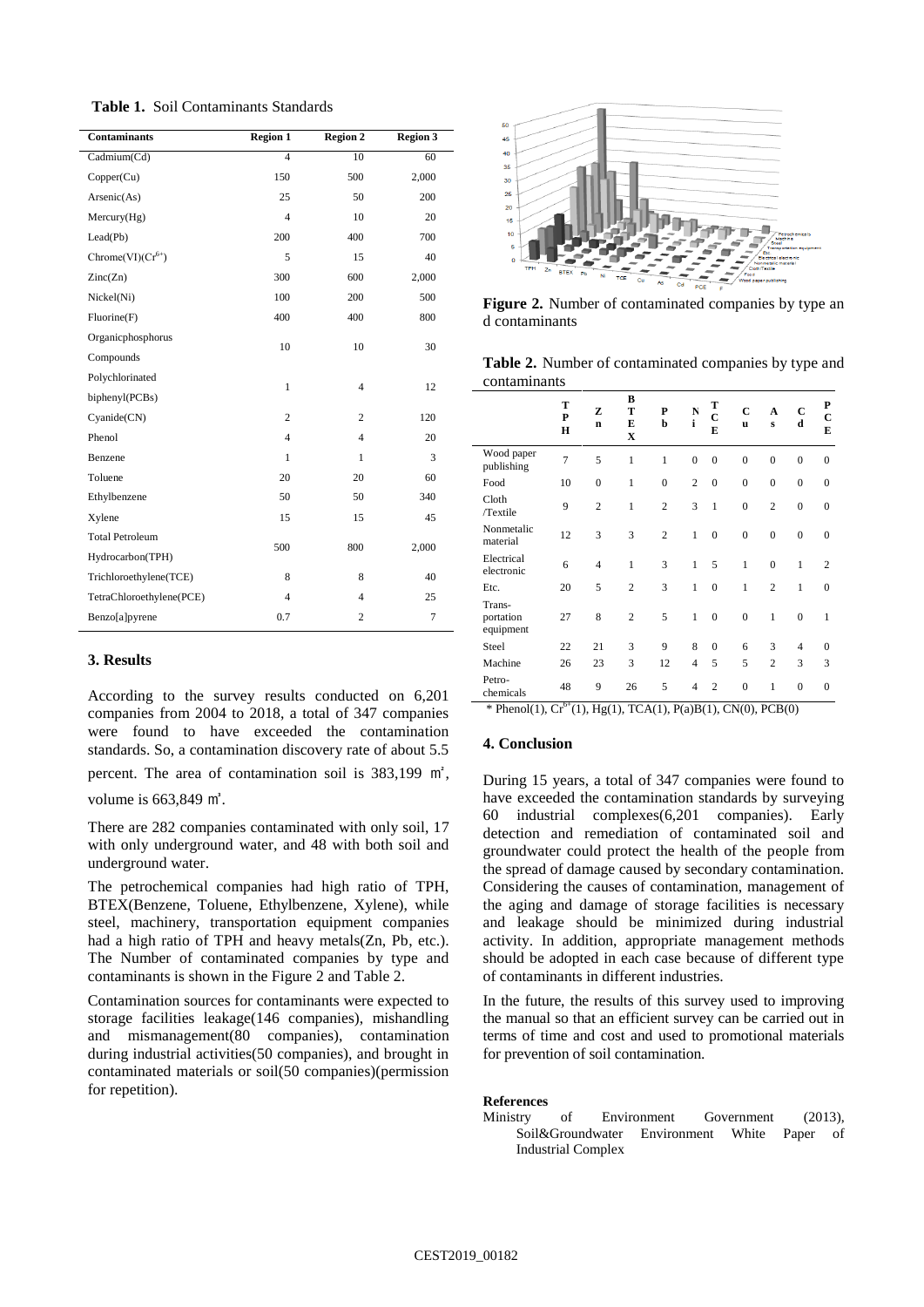**Table 1.** Soil Contaminants Standards

| Contaminants | Region 1 | Region 2 | Region 3 |
|---|---|---|---|
| Cadmium(Cd) | 4 | 10 | 60 |
| Copper(Cu) | 150 | 500 | 2,000 |
| Arsenic(As) | 25 | 50 | 200 |
| Mercury(Hg) | 4 | 10 | 20 |
| Lead(Pb) | 200 | 400 | 700 |
| Chrome(VI)($Cr^{6+}$) | 5 | 15 | 40 |
| Zinc(Zn) | 300 | 600 | 2,000 |
| Nickel(Ni) | 100 | 200 | 500 |
| Fluorine(F) | 400 | 400 | 800 |
| Organicphosphorus Compounds | 10 | 10 | 30 |
| Polychlorinated biphenyl(PCBs) | 1 | 4 | 12 |
| Cyanide(CN) | 2 | 2 | 120 |
| Phenol | 4 | 4 | 20 |
| Benzene | 1 | 1 | 3 |
| Toluene | 20 | 20 | 60 |
| Ethylbenzene | 50 | 50 | 340 |
| Xylene | 15 | 15 | 45 |
| Total Petroleum Hydrocarbon(TPH) | 500 | 800 | 2,000 |
| Trichloroethylene(TCE) | 8 | 8 | 40 |
| TetraChloroethylene(PCE) | 4 | 4 | 25 |
| Benzo[a]pyrene | 0.7 | 2 | 7 |

## 3. Results

According to the survey results conducted on 6,201 companies from 2004 to 2018, a total of 347 companies were found to have exceeded the contamination standards. So, a contamination discovery rate of about 5.5 percent. The area of contamination soil is 383,199 ㎡, volume is 663,849 ㎥.

There are 282 companies contaminated with only soil, 17 with only underground water, and 48 with both soil and underground water.

The petrochemical companies had high ratio of TPH, BTEX(Benzene, Toluene, Ethylbenzene, Xylene), while steel, machinery, transportation equipment companies had a high ratio of TPH and heavy metals(Zn, Pb, etc.). The Number of contaminated companies by type and contaminants is shown in the Figure 2 and Table 2.

Contamination sources for contaminants were expected to storage facilities leakage(146 companies), mishandling and mismanagement(80 companies), contamination during industrial activities(50 companies), and brought in contaminated materials or soil(50 companies)(permission for repetition).

50
45
40
35
30
25
20
15
10
5
0
TPH Zn BTEX Pb Ni TCE Cu As Cd PCE F
Petrochemicals
Machine
Steel
Transportation equipment
Etc.
Electrical electronic
Nonmetalic material
Cloth/Textile
Food
Wood paper publishing

**Figure 2.** Number of contaminated companies by type and contaminants

**Table 2.** Number of contaminated companies by type and contaminants

| | TPH | Zn | BTEX | Pb | Ni | TCE | Cu | As | Cd | PCE |
|---|---|---|---|---|---|---|---|---|---|---|
| Wood paper publishing | 7 | 5 | 1 | 1 | 0 | 0 | 0 | 0 | 0 | 0 |
| Food | 10 | 0 | 1 | 0 | 2 | 0 | 0 | 0 | 0 | 0 |
| Cloth /Textile | 9 | 2 | 1 | 2 | 3 | 1 | 0 | 2 | 0 | 0 |
| Nonmetalic material | 12 | 3 | 3 | 2 | 1 | 0 | 0 | 0 | 0 | 0 |
| Electrical electronic | 6 | 4 | 1 | 3 | 1 | 5 | 1 | 0 | 1 | 2 |
| Etc. | 20 | 5 | 2 | 3 | 1 | 0 | 1 | 2 | 1 | 0 |
| Trans-portation equipment | 27 | 8 | 2 | 5 | 1 | 0 | 0 | 1 | 0 | 1 |
| Steel | 22 | 21 | 3 | 9 | 8 | 0 | 6 | 3 | 4 | 0 |
| Machine | 26 | 23 | 3 | 12 | 4 | 5 | 5 | 2 | 3 | 3 |
| Petro-chemicals | 48 | 9 | 26 | 5 | 4 | 2 | 0 | 1 | 0 | 0 |

* Phenol(1), $Cr^{6+}$(1), Hg(1), TCA(1), P(a)B(1), CN(0), PCB(0)

## 4. Conclusion

During 15 years, a total of 347 companies were found to have exceeded the contamination standards by surveying 60 industrial complexes(6,201 companies). Early detection and remediation of contaminated soil and groundwater could protect the health of the people from the spread of damage caused by secondary contamination. Considering the causes of contamination, management of the aging and damage of storage facilities is necessary and leakage should be minimized during industrial activity. In addition, appropriate management methods should be adopted in each case because of different type of contaminants in different industries.

In the future, the results of this survey used to improving the manual so that an efficient survey can be carried out in terms of time and cost and used to promotional materials for prevention of soil contamination.

### References

Ministry of Environment Government (2013), Soil&Groundwater Environment White Paper of Industrial Complex